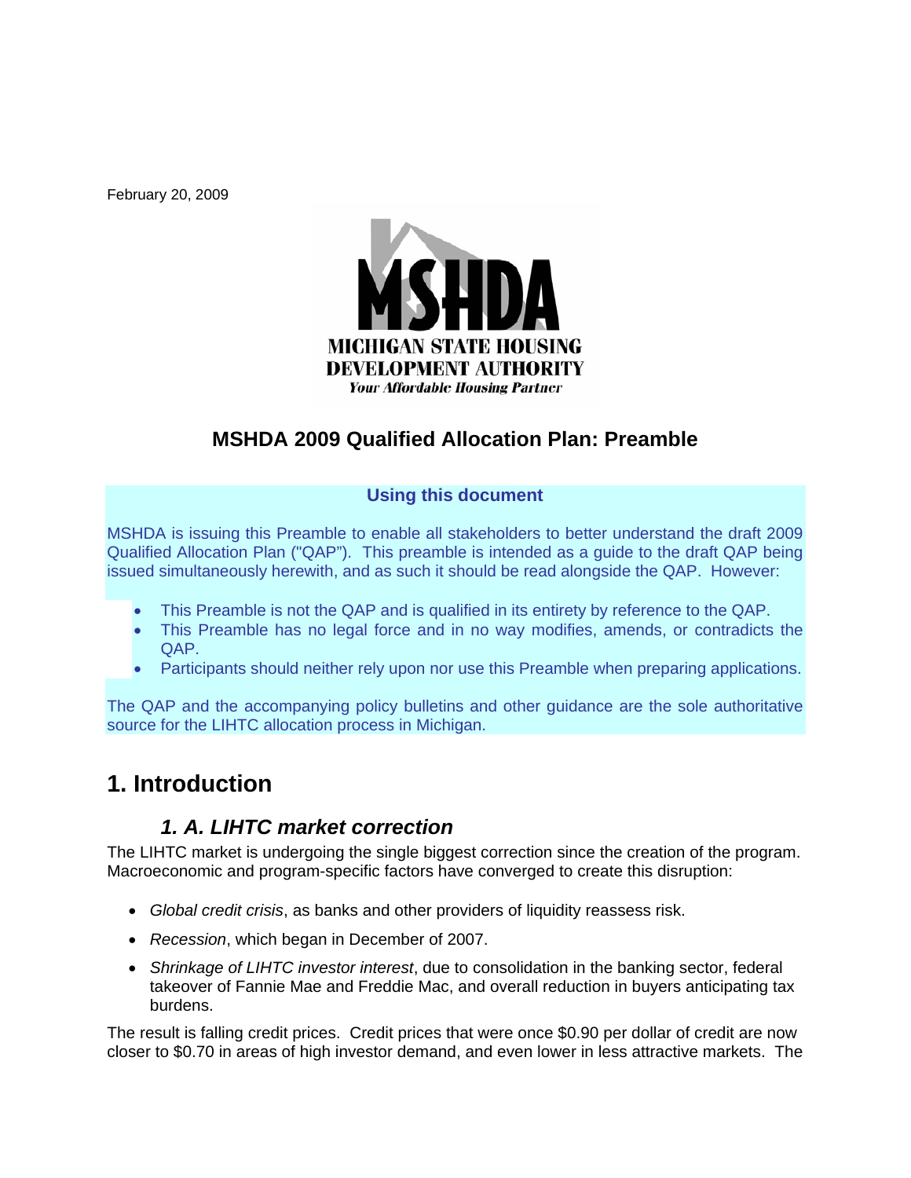February 20, 2009

MICHIGAN STATE HOUSING DEVELOPMENT AUTHORITY

*Your Affordable Housing Partner*

# MSHDA 2009 Qualified Allocation Plan: Preamble

**Using this document**

MSHDA is issuing this Preamble to enable all stakeholders to better understand the draft 2009 Qualified Allocation Plan ("QAP"). This preamble is intended as a guide to the draft QAP being issued simultaneously herewith, and as such it should be read alongside the QAP. However:

- This Preamble is not the QAP and is qualified in its entirety by reference to the QAP.
- This Preamble has no legal force and in no way modifies, amends, or contradicts the QAP.
- Participants should neither rely upon nor use this Preamble when preparing applications.

The QAP and the accompanying policy bulletins and other guidance are the sole authoritative source for the LIHTC allocation process in Michigan.

## 1. Introduction

### *1. A. LIHTC market correction*

The LIHTC market is undergoing the single biggest correction since the creation of the program. Macroeconomic and program-specific factors have converged to create this disruption:

- *Global credit crisis*, as banks and other providers of liquidity reassess risk.
- *Recession*, which began in December of 2007.
- *Shrinkage of LIHTC investor interest*, due to consolidation in the banking sector, federal takeover of Fannie Mae and Freddie Mac, and overall reduction in buyers anticipating tax burdens.

The result is falling credit prices. Credit prices that were once $0.90 per dollar of credit are now closer to $0.70 in areas of high investor demand, and even lower in less attractive markets. The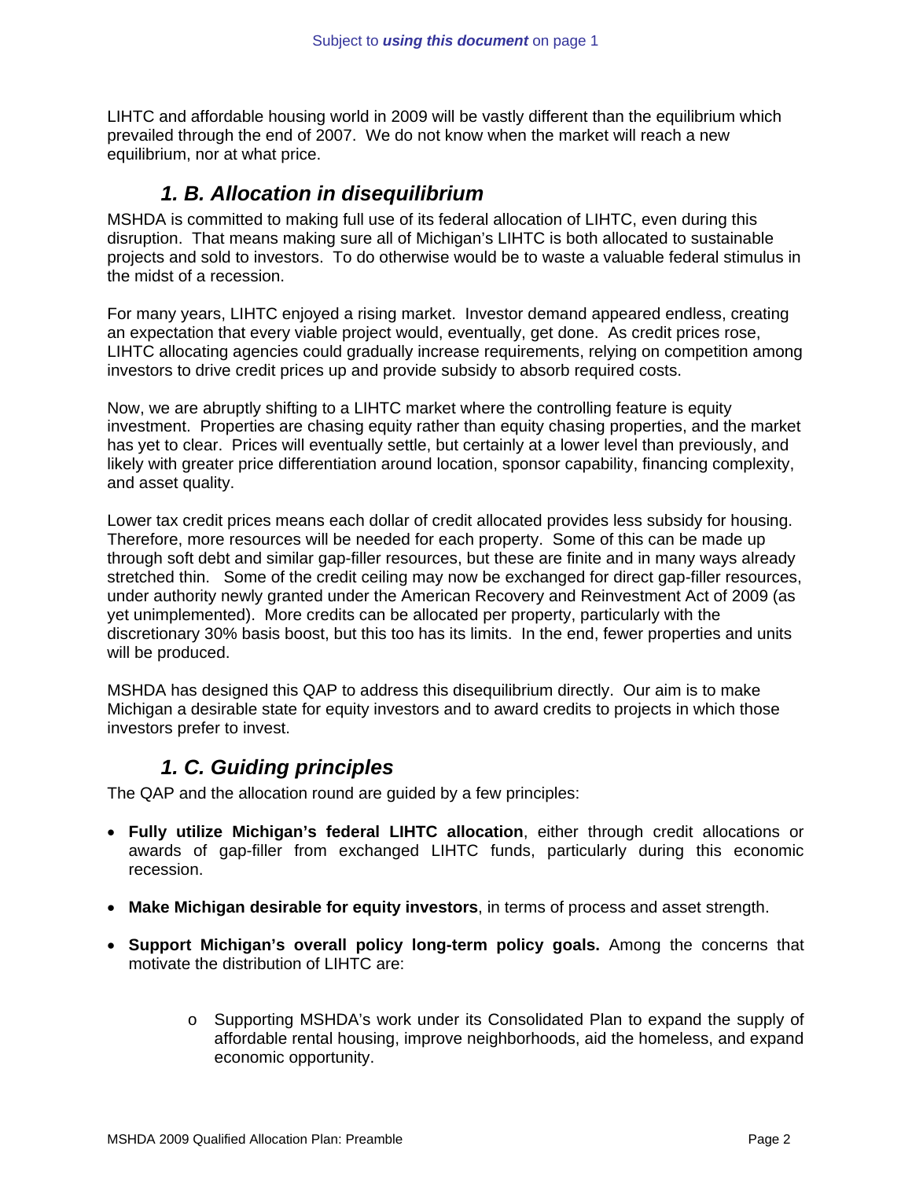LIHTC and affordable housing world in 2009 will be vastly different than the equilibrium which prevailed through the end of 2007. We do not know when the market will reach a new equilibrium, nor at what price.

### *1. B. Allocation in disequilibrium*

MSHDA is committed to making full use of its federal allocation of LIHTC, even during this disruption. That means making sure all of Michigan's LIHTC is both allocated to sustainable projects and sold to investors. To do otherwise would be to waste a valuable federal stimulus in the midst of a recession.

For many years, LIHTC enjoyed a rising market. Investor demand appeared endless, creating an expectation that every viable project would, eventually, get done. As credit prices rose, LIHTC allocating agencies could gradually increase requirements, relying on competition among investors to drive credit prices up and provide subsidy to absorb required costs.

Now, we are abruptly shifting to a LIHTC market where the controlling feature is equity investment. Properties are chasing equity rather than equity chasing properties, and the market has yet to clear. Prices will eventually settle, but certainly at a lower level than previously, and likely with greater price differentiation around location, sponsor capability, financing complexity, and asset quality.

Lower tax credit prices means each dollar of credit allocated provides less subsidy for housing. Therefore, more resources will be needed for each property. Some of this can be made up through soft debt and similar gap-filler resources, but these are finite and in many ways already stretched thin. Some of the credit ceiling may now be exchanged for direct gap-filler resources, under authority newly granted under the American Recovery and Reinvestment Act of 2009 (as yet unimplemented). More credits can be allocated per property, particularly with the discretionary 30% basis boost, but this too has its limits. In the end, fewer properties and units will be produced.

MSHDA has designed this QAP to address this disequilibrium directly. Our aim is to make Michigan a desirable state for equity investors and to award credits to projects in which those investors prefer to invest.

### *1. C. Guiding principles*

The QAP and the allocation round are guided by a few principles:

- **Fully utilize Michigan's federal LIHTC allocation**, either through credit allocations or awards of gap-filler from exchanged LIHTC funds, particularly during this economic recession.
- **Make Michigan desirable for equity investors**, in terms of process and asset strength.
- **Support Michigan's overall policy long-term policy goals.** Among the concerns that motivate the distribution of LIHTC are:
    - Supporting MSHDA's work under its Consolidated Plan to expand the supply of affordable rental housing, improve neighborhoods, aid the homeless, and expand economic opportunity.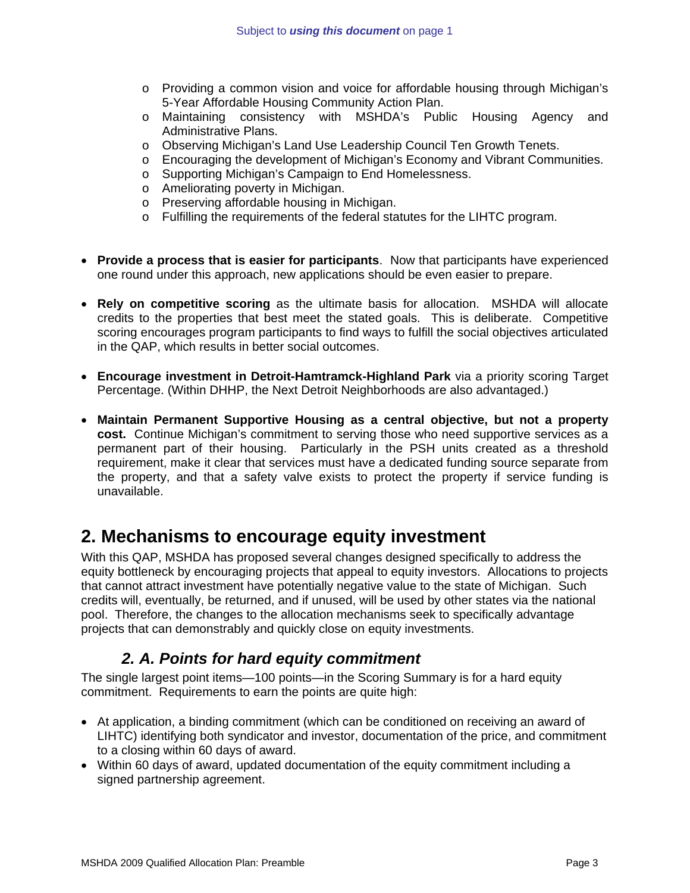- Providing a common vision and voice for affordable housing through Michigan's 5-Year Affordable Housing Community Action Plan.
  - Maintaining consistency with MSHDA's Public Housing Agency and Administrative Plans.
  - Observing Michigan's Land Use Leadership Council Ten Growth Tenets.
  - Encouraging the development of Michigan's Economy and Vibrant Communities.
  - Supporting Michigan's Campaign to End Homelessness.
  - Ameliorating poverty in Michigan.
  - Preserving affordable housing in Michigan.
  - Fulfilling the requirements of the federal statutes for the LIHTC program.

- **Provide a process that is easier for participants**. Now that participants have experienced one round under this approach, new applications should be even easier to prepare.

- **Rely on competitive scoring** as the ultimate basis for allocation. MSHDA will allocate credits to the properties that best meet the stated goals. This is deliberate. Competitive scoring encourages program participants to find ways to fulfill the social objectives articulated in the QAP, which results in better social outcomes.

- **Encourage investment in Detroit-Hamtramck-Highland Park** via a priority scoring Target Percentage. (Within DHHP, the Next Detroit Neighborhoods are also advantaged.)

- **Maintain Permanent Supportive Housing as a central objective, but not a property cost.** Continue Michigan's commitment to serving those who need supportive services as a permanent part of their housing. Particularly in the PSH units created as a threshold requirement, make it clear that services must have a dedicated funding source separate from the property, and that a safety valve exists to protect the property if service funding is unavailable.

## 2. Mechanisms to encourage equity investment

With this QAP, MSHDA has proposed several changes designed specifically to address the equity bottleneck by encouraging projects that appeal to equity investors. Allocations to projects that cannot attract investment have potentially negative value to the state of Michigan. Such credits will, eventually, be returned, and if unused, will be used by other states via the national pool. Therefore, the changes to the allocation mechanisms seek to specifically advantage projects that can demonstrably and quickly close on equity investments.

### *2. A. Points for hard equity commitment*

The single largest point items—100 points—in the Scoring Summary is for a hard equity commitment. Requirements to earn the points are quite high:

- At application, a binding commitment (which can be conditioned on receiving an award of LIHTC) identifying both syndicator and investor, documentation of the price, and commitment to a closing within 60 days of award.
- Within 60 days of award, updated documentation of the equity commitment including a signed partnership agreement.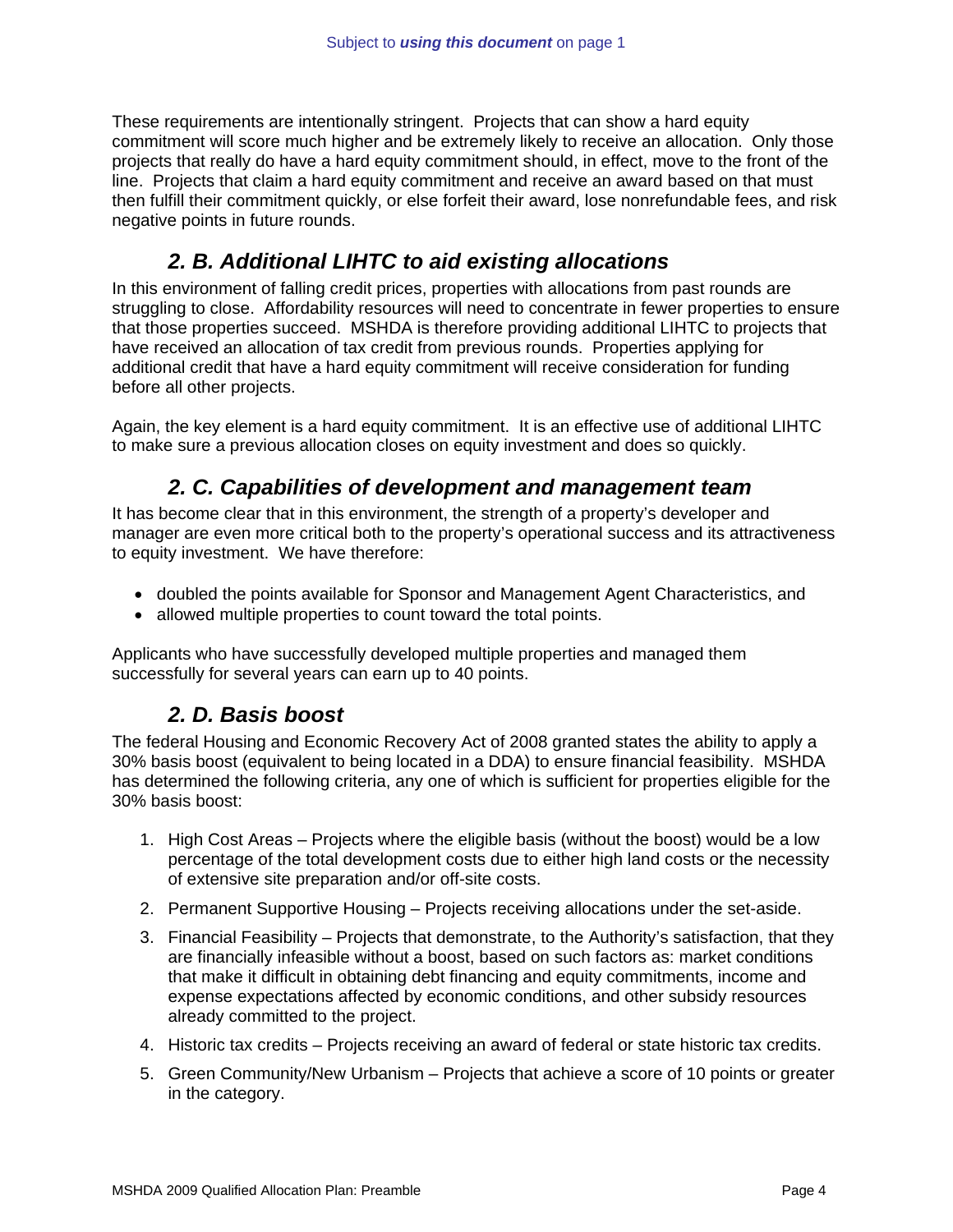These requirements are intentionally stringent. Projects that can show a hard equity commitment will score much higher and be extremely likely to receive an allocation. Only those projects that really do have a hard equity commitment should, in effect, move to the front of the line. Projects that claim a hard equity commitment and receive an award based on that must then fulfill their commitment quickly, or else forfeit their award, lose nonrefundable fees, and risk negative points in future rounds.

### *2. B. Additional LIHTC to aid existing allocations*

In this environment of falling credit prices, properties with allocations from past rounds are struggling to close. Affordability resources will need to concentrate in fewer properties to ensure that those properties succeed. MSHDA is therefore providing additional LIHTC to projects that have received an allocation of tax credit from previous rounds. Properties applying for additional credit that have a hard equity commitment will receive consideration for funding before all other projects.

Again, the key element is a hard equity commitment. It is an effective use of additional LIHTC to make sure a previous allocation closes on equity investment and does so quickly.

### *2. C. Capabilities of development and management team*

It has become clear that in this environment, the strength of a property's developer and manager are even more critical both to the property's operational success and its attractiveness to equity investment. We have therefore:

- doubled the points available for Sponsor and Management Agent Characteristics, and
- allowed multiple properties to count toward the total points.

Applicants who have successfully developed multiple properties and managed them successfully for several years can earn up to 40 points.

### *2. D. Basis boost*

The federal Housing and Economic Recovery Act of 2008 granted states the ability to apply a 30% basis boost (equivalent to being located in a DDA) to ensure financial feasibility. MSHDA has determined the following criteria, any one of which is sufficient for properties eligible for the 30% basis boost:

1. High Cost Areas – Projects where the eligible basis (without the boost) would be a low percentage of the total development costs due to either high land costs or the necessity of extensive site preparation and/or off-site costs.
2. Permanent Supportive Housing – Projects receiving allocations under the set-aside.
3. Financial Feasibility – Projects that demonstrate, to the Authority's satisfaction, that they are financially infeasible without a boost, based on such factors as: market conditions that make it difficult in obtaining debt financing and equity commitments, income and expense expectations affected by economic conditions, and other subsidy resources already committed to the project.
4. Historic tax credits – Projects receiving an award of federal or state historic tax credits.
5. Green Community/New Urbanism – Projects that achieve a score of 10 points or greater in the category.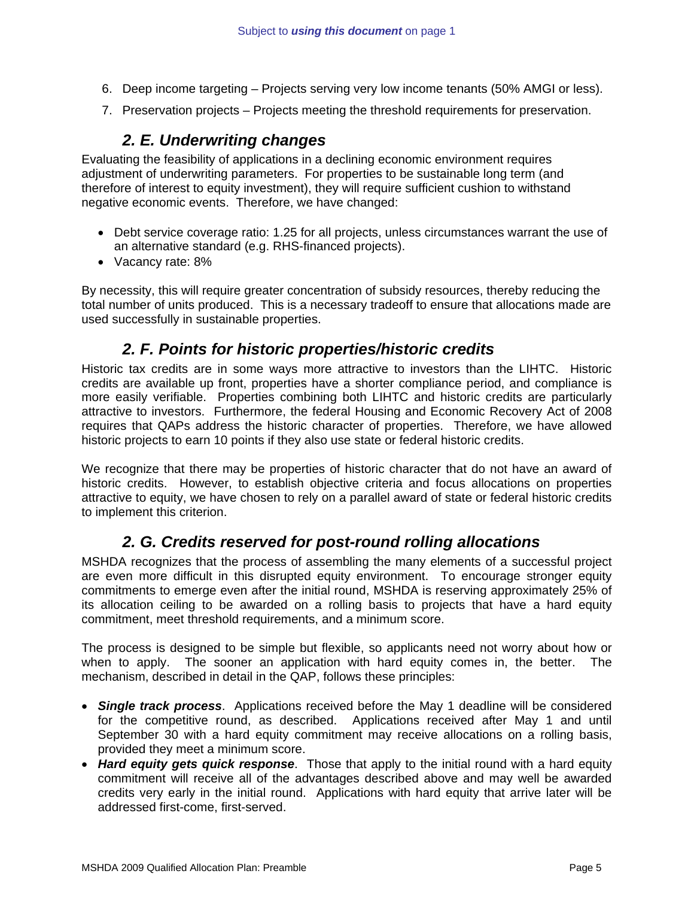6. Deep income targeting – Projects serving very low income tenants (50% AMGI or less).
7. Preservation projects – Projects meeting the threshold requirements for preservation.

## *2. E. Underwriting changes*

Evaluating the feasibility of applications in a declining economic environment requires adjustment of underwriting parameters. For properties to be sustainable long term (and therefore of interest to equity investment), they will require sufficient cushion to withstand negative economic events. Therefore, we have changed:

- Debt service coverage ratio: 1.25 for all projects, unless circumstances warrant the use of an alternative standard (e.g. RHS-financed projects).
- Vacancy rate: 8%

By necessity, this will require greater concentration of subsidy resources, thereby reducing the total number of units produced. This is a necessary tradeoff to ensure that allocations made are used successfully in sustainable properties.

## *2. F. Points for historic properties/historic credits*

Historic tax credits are in some ways more attractive to investors than the LIHTC. Historic credits are available up front, properties have a shorter compliance period, and compliance is more easily verifiable. Properties combining both LIHTC and historic credits are particularly attractive to investors. Furthermore, the federal Housing and Economic Recovery Act of 2008 requires that QAPs address the historic character of properties. Therefore, we have allowed historic projects to earn 10 points if they also use state or federal historic credits.

We recognize that there may be properties of historic character that do not have an award of historic credits. However, to establish objective criteria and focus allocations on properties attractive to equity, we have chosen to rely on a parallel award of state or federal historic credits to implement this criterion.

## *2. G. Credits reserved for post-round rolling allocations*

MSHDA recognizes that the process of assembling the many elements of a successful project are even more difficult in this disrupted equity environment. To encourage stronger equity commitments to emerge even after the initial round, MSHDA is reserving approximately 25% of its allocation ceiling to be awarded on a rolling basis to projects that have a hard equity commitment, meet threshold requirements, and a minimum score.

The process is designed to be simple but flexible, so applicants need not worry about how or when to apply. The sooner an application with hard equity comes in, the better. The mechanism, described in detail in the QAP, follows these principles:

- ***Single track process***. Applications received before the May 1 deadline will be considered for the competitive round, as described. Applications received after May 1 and until September 30 with a hard equity commitment may receive allocations on a rolling basis, provided they meet a minimum score.
- ***Hard equity gets quick response***. Those that apply to the initial round with a hard equity commitment will receive all of the advantages described above and may well be awarded credits very early in the initial round. Applications with hard equity that arrive later will be addressed first-come, first-served.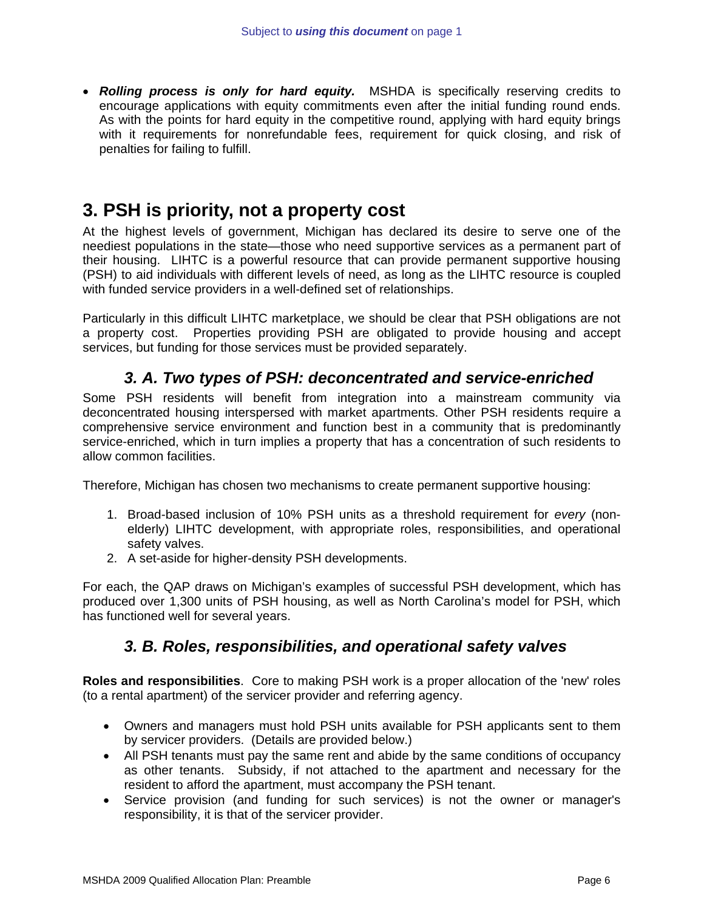- ***Rolling process is only for hard equity.*** MSHDA is specifically reserving credits to encourage applications with equity commitments even after the initial funding round ends. As with the points for hard equity in the competitive round, applying with hard equity brings with it requirements for nonrefundable fees, requirement for quick closing, and risk of penalties for failing to fulfill.

## 3. PSH is priority, not a property cost

At the highest levels of government, Michigan has declared its desire to serve one of the neediest populations in the state—those who need supportive services as a permanent part of their housing. LIHTC is a powerful resource that can provide permanent supportive housing (PSH) to aid individuals with different levels of need, as long as the LIHTC resource is coupled with funded service providers in a well-defined set of relationships.

Particularly in this difficult LIHTC marketplace, we should be clear that PSH obligations are not a property cost. Properties providing PSH are obligated to provide housing and accept services, but funding for those services must be provided separately.

### *3. A. Two types of PSH: deconcentrated and service-enriched*

Some PSH residents will benefit from integration into a mainstream community via deconcentrated housing interspersed with market apartments. Other PSH residents require a comprehensive service environment and function best in a community that is predominantly service-enriched, which in turn implies a property that has a concentration of such residents to allow common facilities.

Therefore, Michigan has chosen two mechanisms to create permanent supportive housing:

1. Broad-based inclusion of 10% PSH units as a threshold requirement for *every* (non-elderly) LIHTC development, with appropriate roles, responsibilities, and operational safety valves.
2. A set-aside for higher-density PSH developments.

For each, the QAP draws on Michigan's examples of successful PSH development, which has produced over 1,300 units of PSH housing, as well as North Carolina's model for PSH, which has functioned well for several years.

### *3. B. Roles, responsibilities, and operational safety valves*

**Roles and responsibilities**. Core to making PSH work is a proper allocation of the 'new' roles (to a rental apartment) of the servicer provider and referring agency.

- Owners and managers must hold PSH units available for PSH applicants sent to them by servicer providers. (Details are provided below.)
- All PSH tenants must pay the same rent and abide by the same conditions of occupancy as other tenants. Subsidy, if not attached to the apartment and necessary for the resident to afford the apartment, must accompany the PSH tenant.
- Service provision (and funding for such services) is not the owner or manager's responsibility, it is that of the servicer provider.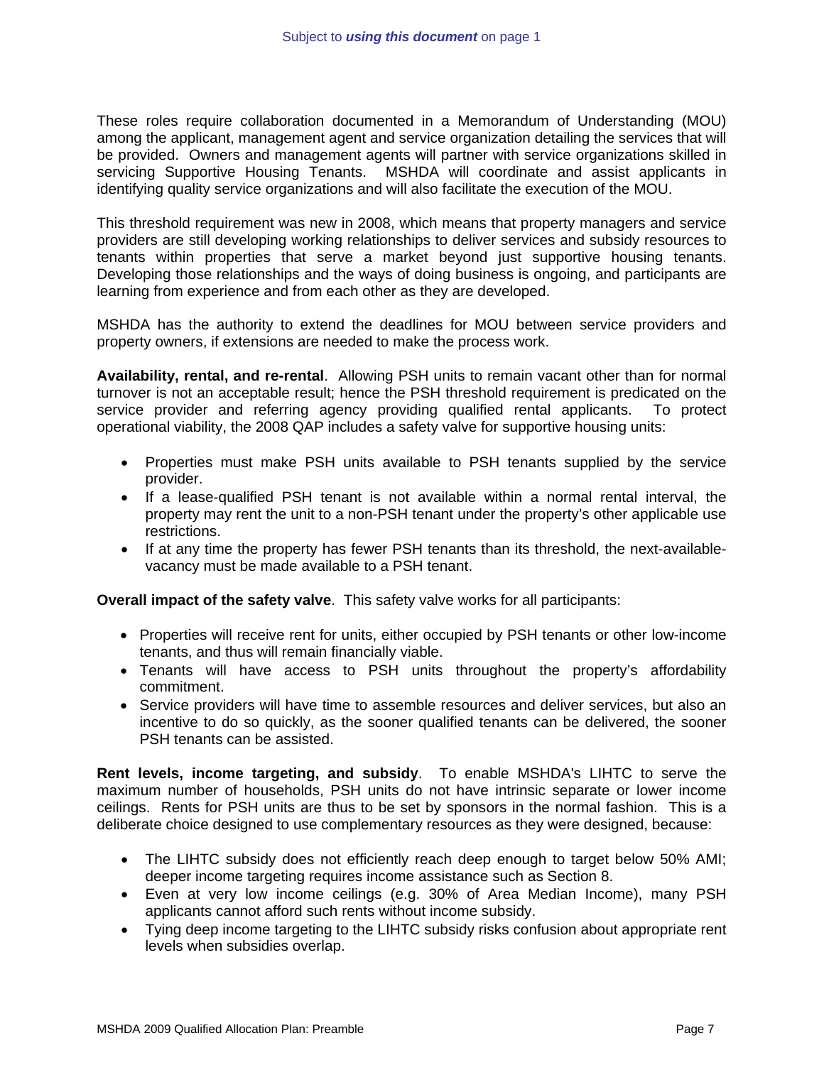These roles require collaboration documented in a Memorandum of Understanding (MOU) among the applicant, management agent and service organization detailing the services that will be provided. Owners and management agents will partner with service organizations skilled in servicing Supportive Housing Tenants. MSHDA will coordinate and assist applicants in identifying quality service organizations and will also facilitate the execution of the MOU.

This threshold requirement was new in 2008, which means that property managers and service providers are still developing working relationships to deliver services and subsidy resources to tenants within properties that serve a market beyond just supportive housing tenants. Developing those relationships and the ways of doing business is ongoing, and participants are learning from experience and from each other as they are developed.

MSHDA has the authority to extend the deadlines for MOU between service providers and property owners, if extensions are needed to make the process work.

**Availability, rental, and re-rental**. Allowing PSH units to remain vacant other than for normal turnover is not an acceptable result; hence the PSH threshold requirement is predicated on the service provider and referring agency providing qualified rental applicants. To protect operational viability, the 2008 QAP includes a safety valve for supportive housing units:

- Properties must make PSH units available to PSH tenants supplied by the service provider.
- If a lease-qualified PSH tenant is not available within a normal rental interval, the property may rent the unit to a non-PSH tenant under the property's other applicable use restrictions.
- If at any time the property has fewer PSH tenants than its threshold, the next-available-vacancy must be made available to a PSH tenant.

**Overall impact of the safety valve**. This safety valve works for all participants:

- Properties will receive rent for units, either occupied by PSH tenants or other low-income tenants, and thus will remain financially viable.
- Tenants will have access to PSH units throughout the property's affordability commitment.
- Service providers will have time to assemble resources and deliver services, but also an incentive to do so quickly, as the sooner qualified tenants can be delivered, the sooner PSH tenants can be assisted.

**Rent levels, income targeting, and subsidy**. To enable MSHDA's LIHTC to serve the maximum number of households, PSH units do not have intrinsic separate or lower income ceilings. Rents for PSH units are thus to be set by sponsors in the normal fashion. This is a deliberate choice designed to use complementary resources as they were designed, because:

- The LIHTC subsidy does not efficiently reach deep enough to target below 50% AMI; deeper income targeting requires income assistance such as Section 8.
- Even at very low income ceilings (e.g. 30% of Area Median Income), many PSH applicants cannot afford such rents without income subsidy.
- Tying deep income targeting to the LIHTC subsidy risks confusion about appropriate rent levels when subsidies overlap.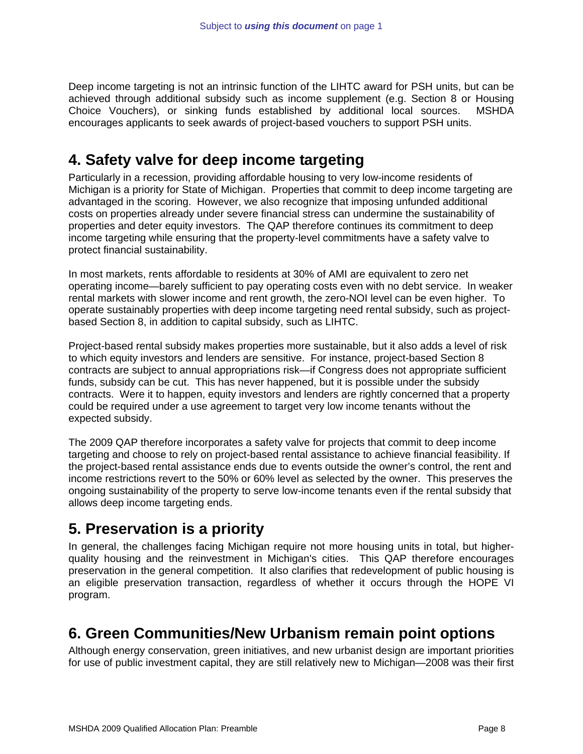Deep income targeting is not an intrinsic function of the LIHTC award for PSH units, but can be achieved through additional subsidy such as income supplement (e.g. Section 8 or Housing Choice Vouchers), or sinking funds established by additional local sources. MSHDA encourages applicants to seek awards of project-based vouchers to support PSH units.

## 4. Safety valve for deep income targeting

Particularly in a recession, providing affordable housing to very low-income residents of Michigan is a priority for State of Michigan. Properties that commit to deep income targeting are advantaged in the scoring. However, we also recognize that imposing unfunded additional costs on properties already under severe financial stress can undermine the sustainability of properties and deter equity investors. The QAP therefore continues its commitment to deep income targeting while ensuring that the property-level commitments have a safety valve to protect financial sustainability.

In most markets, rents affordable to residents at 30% of AMI are equivalent to zero net operating income—barely sufficient to pay operating costs even with no debt service. In weaker rental markets with slower income and rent growth, the zero-NOI level can be even higher. To operate sustainably properties with deep income targeting need rental subsidy, such as project-based Section 8, in addition to capital subsidy, such as LIHTC.

Project-based rental subsidy makes properties more sustainable, but it also adds a level of risk to which equity investors and lenders are sensitive. For instance, project-based Section 8 contracts are subject to annual appropriations risk—if Congress does not appropriate sufficient funds, subsidy can be cut. This has never happened, but it is possible under the subsidy contracts. Were it to happen, equity investors and lenders are rightly concerned that a property could be required under a use agreement to target very low income tenants without the expected subsidy.

The 2009 QAP therefore incorporates a safety valve for projects that commit to deep income targeting and choose to rely on project-based rental assistance to achieve financial feasibility. If the project-based rental assistance ends due to events outside the owner's control, the rent and income restrictions revert to the 50% or 60% level as selected by the owner. This preserves the ongoing sustainability of the property to serve low-income tenants even if the rental subsidy that allows deep income targeting ends.

## 5. Preservation is a priority

In general, the challenges facing Michigan require not more housing units in total, but higher-quality housing and the reinvestment in Michigan's cities. This QAP therefore encourages preservation in the general competition. It also clarifies that redevelopment of public housing is an eligible preservation transaction, regardless of whether it occurs through the HOPE VI program.

## 6. Green Communities/New Urbanism remain point options

Although energy conservation, green initiatives, and new urbanist design are important priorities for use of public investment capital, they are still relatively new to Michigan—2008 was their first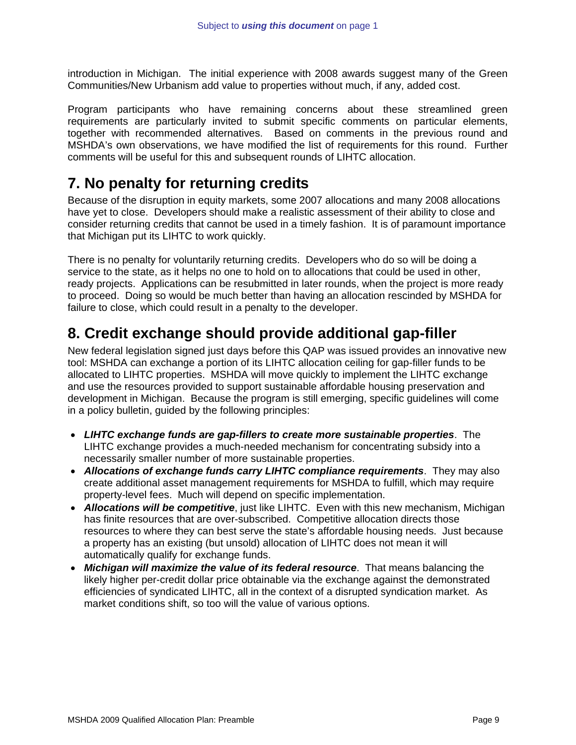introduction in Michigan. The initial experience with 2008 awards suggest many of the Green Communities/New Urbanism add value to properties without much, if any, added cost.

Program participants who have remaining concerns about these streamlined green requirements are particularly invited to submit specific comments on particular elements, together with recommended alternatives. Based on comments in the previous round and MSHDA's own observations, we have modified the list of requirements for this round. Further comments will be useful for this and subsequent rounds of LIHTC allocation.

## 7. No penalty for returning credits

Because of the disruption in equity markets, some 2007 allocations and many 2008 allocations have yet to close. Developers should make a realistic assessment of their ability to close and consider returning credits that cannot be used in a timely fashion. It is of paramount importance that Michigan put its LIHTC to work quickly.

There is no penalty for voluntarily returning credits. Developers who do so will be doing a service to the state, as it helps no one to hold on to allocations that could be used in other, ready projects. Applications can be resubmitted in later rounds, when the project is more ready to proceed. Doing so would be much better than having an allocation rescinded by MSHDA for failure to close, which could result in a penalty to the developer.

## 8. Credit exchange should provide additional gap-filler

New federal legislation signed just days before this QAP was issued provides an innovative new tool: MSHDA can exchange a portion of its LIHTC allocation ceiling for gap-filler funds to be allocated to LIHTC properties. MSHDA will move quickly to implement the LIHTC exchange and use the resources provided to support sustainable affordable housing preservation and development in Michigan. Because the program is still emerging, specific guidelines will come in a policy bulletin, guided by the following principles:

- ***LIHTC exchange funds are gap-fillers to create more sustainable properties***. The LIHTC exchange provides a much-needed mechanism for concentrating subsidy into a necessarily smaller number of more sustainable properties.
- ***Allocations of exchange funds carry LIHTC compliance requirements***. They may also create additional asset management requirements for MSHDA to fulfill, which may require property-level fees. Much will depend on specific implementation.
- ***Allocations will be competitive***, just like LIHTC. Even with this new mechanism, Michigan has finite resources that are over-subscribed. Competitive allocation directs those resources to where they can best serve the state's affordable housing needs. Just because a property has an existing (but unsold) allocation of LIHTC does not mean it will automatically qualify for exchange funds.
- ***Michigan will maximize the value of its federal resource***. That means balancing the likely higher per-credit dollar price obtainable via the exchange against the demonstrated efficiencies of syndicated LIHTC, all in the context of a disrupted syndication market. As market conditions shift, so too will the value of various options.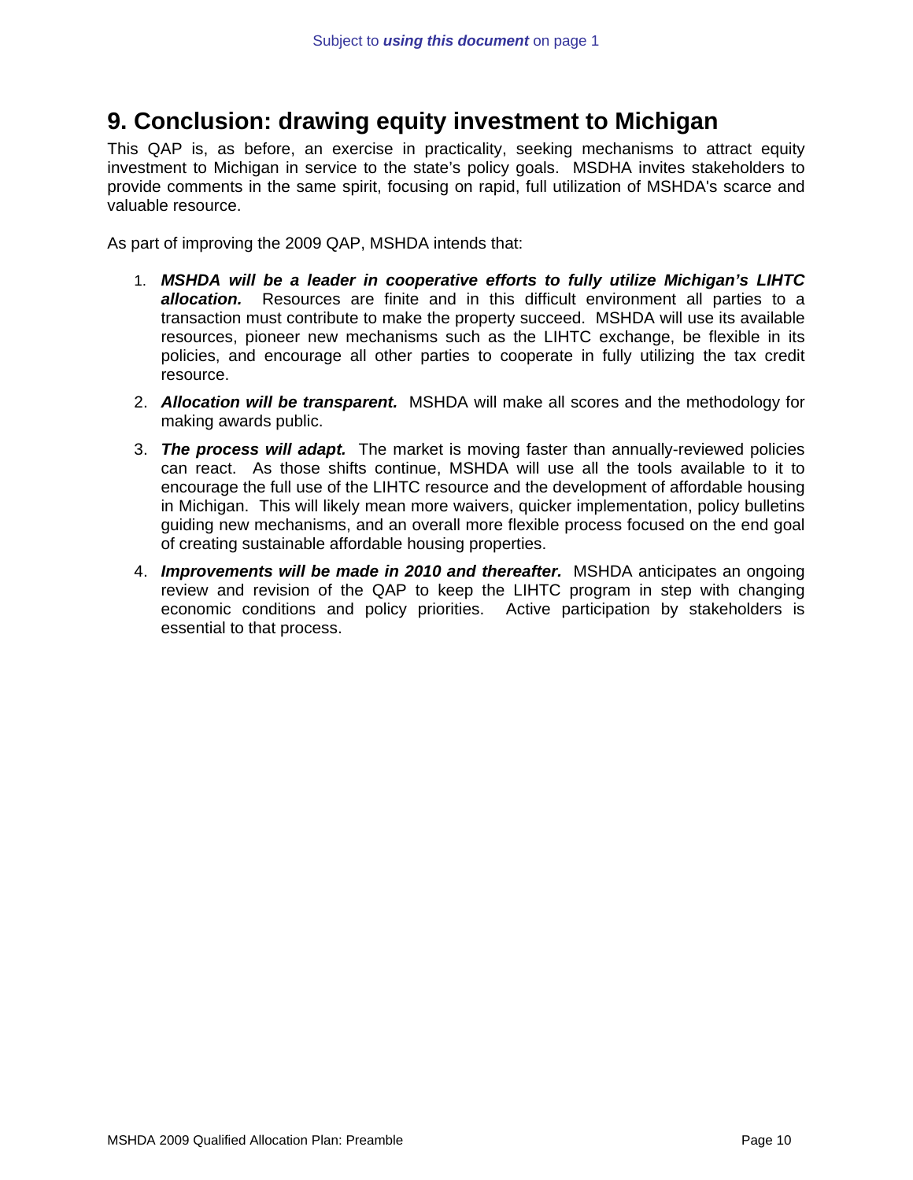# 9. Conclusion: drawing equity investment to Michigan

This QAP is, as before, an exercise in practicality, seeking mechanisms to attract equity investment to Michigan in service to the state's policy goals. MSDHA invites stakeholders to provide comments in the same spirit, focusing on rapid, full utilization of MSHDA's scarce and valuable resource.

As part of improving the 2009 QAP, MSHDA intends that:

1. ***MSHDA will be a leader in cooperative efforts to fully utilize Michigan's LIHTC allocation.*** Resources are finite and in this difficult environment all parties to a transaction must contribute to make the property succeed. MSHDA will use its available resources, pioneer new mechanisms such as the LIHTC exchange, be flexible in its policies, and encourage all other parties to cooperate in fully utilizing the tax credit resource.
2. ***Allocation will be transparent.*** MSHDA will make all scores and the methodology for making awards public.
3. ***The process will adapt.*** The market is moving faster than annually-reviewed policies can react. As those shifts continue, MSHDA will use all the tools available to it to encourage the full use of the LIHTC resource and the development of affordable housing in Michigan. This will likely mean more waivers, quicker implementation, policy bulletins guiding new mechanisms, and an overall more flexible process focused on the end goal of creating sustainable affordable housing properties.
4. ***Improvements will be made in 2010 and thereafter.*** MSHDA anticipates an ongoing review and revision of the QAP to keep the LIHTC program in step with changing economic conditions and policy priorities. Active participation by stakeholders is essential to that process.